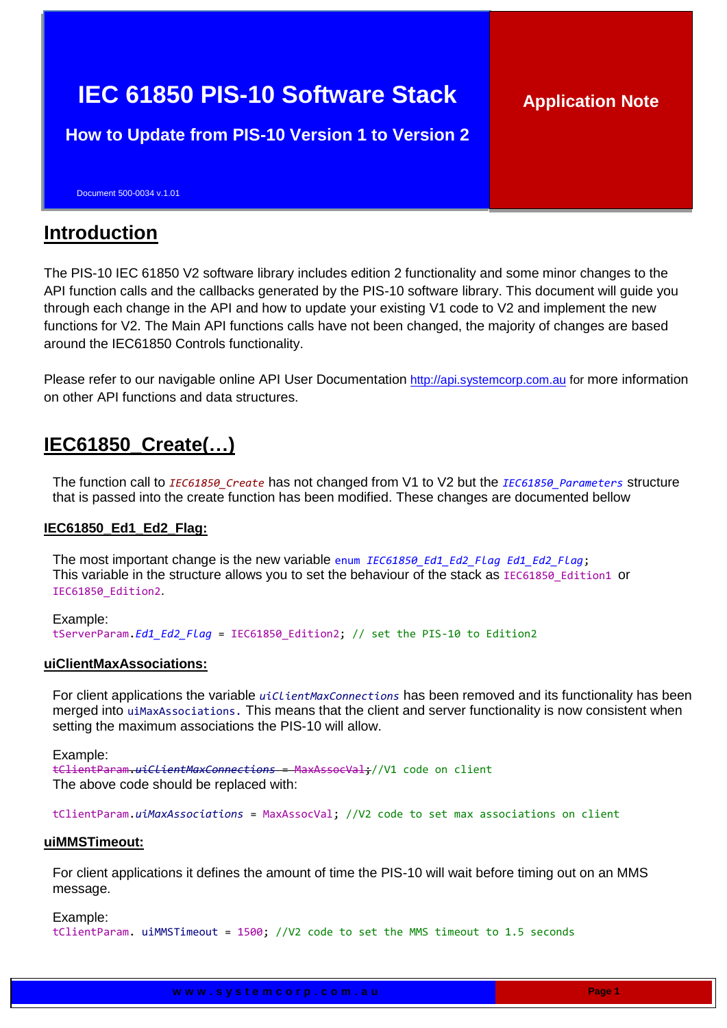# IEC 61850 PIS-10 Software Stack

## How to Update from PIS-10 Version 1 to Version 2

**Application Note**

Document 500-0034 v.1.01

## Introduction

The PIS-10 IEC 61850 V2 software library includes edition 2 functionality and some minor changes to the API function calls and the callbacks generated by the PIS-10 software library. This document will guide you through each change in the API and how to update your existing V1 code to V2 and implement the new functions for V2. The Main API functions calls have not been changed, the majority of changes are based around the IEC61850 Controls functionality.

Please refer to our navigable online API User Documentation http://api.systemcorp.com.au for more information on other API functions and data structures.

## IEC61850_Create(…)

The function call to `IEC61850_Create` has not changed from V1 to V2 but the `IEC61850_Parameters` structure that is passed into the create function has been modified. These changes are documented bellow

### IEC61850_Ed1_Ed2_Flag:

The most important change is the new variable `enum IEC61850_Ed1_Ed2_Flag Ed1_Ed2_Flag;`
This variable in the structure allows you to set the behaviour of the stack as `IEC61850_Edition1` or `IEC61850_Edition2`.

Example:

```
tServerParam.Ed1_Ed2_Flag = IEC61850_Edition2; // set the PIS-10 to Edition2
```

### uiClientMaxAssociations:

For client applications the variable `uiClientMaxConnections` has been removed and its functionality has been merged into `uiMaxAssociations.` This means that the client and server functionality is now consistent when setting the maximum associations the PIS-10 will allow.

Example:

```
~~tClientParam.uiClientMaxConnections = MaxAssocVal;~~//V1 code on client
```

The above code should be replaced with:

```
tClientParam.uiMaxAssociations = MaxAssocVal; //V2 code to set max associations on client
```

### uiMMSTimeout:

For client applications it defines the amount of time the PIS-10 will wait before timing out on an MMS message.

Example:

```
tClientParam. uiMMSTimeout = 1500; //V2 code to set the MMS timeout to 1.5 seconds
```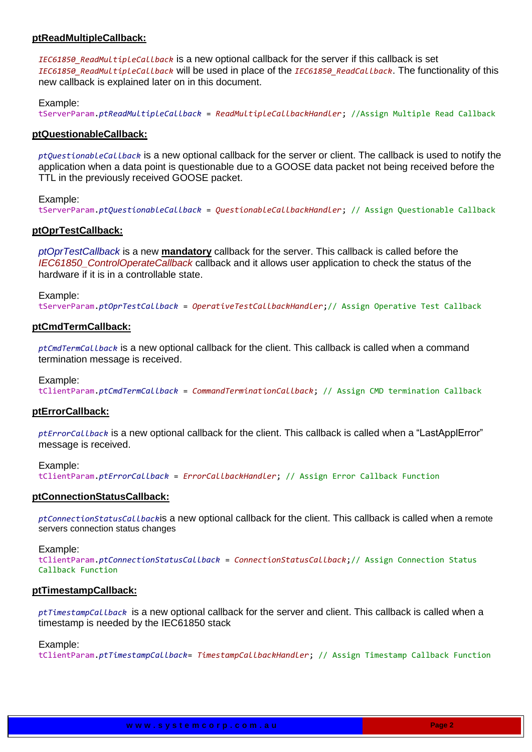### ptReadMultipleCallback:

*IEC61850_ReadMultipleCallback* is a new optional callback for the server if this callback is set *IEC61850_ReadMultipleCallback* will be used in place of the *IEC61850_ReadCallback*. The functionality of this new callback is explained later on in this document.

Example:

```
tServerParam.ptReadMultipleCallback = ReadMultipleCallbackHandler; //Assign Multiple Read Callback
```

### ptQuestionableCallback:

*ptQuestionableCallback* is a new optional callback for the server or client. The callback is used to notify the application when a data point is questionable due to a GOOSE data packet not being received before the TTL in the previously received GOOSE packet.

Example:

```
tServerParam.ptQuestionableCallback = QuestionableCallbackHandler; // Assign Questionable Callback
```

### ptOprTestCallback:

*ptOprTestCallback* is a new **mandatory** callback for the server. This callback is called before the *IEC61850_ControlOperateCallback* callback and it allows user application to check the status of the hardware if it is in a controllable state.

Example:

```
tServerParam.ptOprTestCallback = OperativeTestCallbackHandler;// Assign Operative Test Callback
```

### ptCmdTermCallback:

*ptCmdTermCallback* is a new optional callback for the client. This callback is called when a command termination message is received.

Example:

```
tClientParam.ptCmdTermCallback = CommandTerminationCallback; // Assign CMD termination Callback
```

### ptErrorCallback:

*ptErrorCallback* is a new optional callback for the client. This callback is called when a “LastApplError” message is received.

Example:

```
tClientParam.ptErrorCallback = ErrorCallbackHandler; // Assign Error Callback Function
```

### ptConnectionStatusCallback:

*ptConnectionStatusCallback*is a new optional callback for the client. This callback is called when a remote servers connection status changes

Example:

```
tClientParam.ptConnectionStatusCallback = ConnectionStatusCallback;// Assign Connection Status Callback Function
```

### ptTimestampCallback:

*ptTimestampCallback* is a new optional callback for the server and client. This callback is called when a timestamp is needed by the IEC61850 stack

Example:

```
tClientParam.ptTimestampCallback= TimestampCallbackHandler; // Assign Timestamp Callback Function
```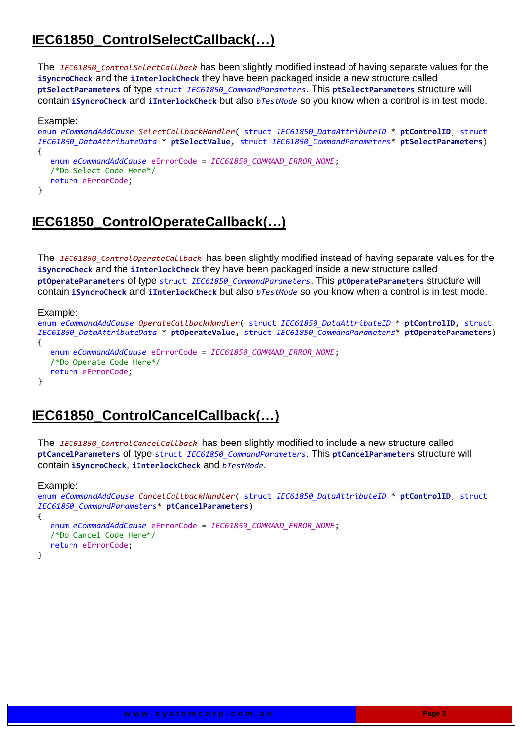## IEC61850_ControlSelectCallback(…)

The `IEC61850_ControlSelectCallback` has been slightly modified instead of having separate values for the **iSyncroCheck** and the **iInterlockCheck** they have been packaged inside a new structure called **ptSelectParameters** of type `struct IEC61850_CommandParameters`. This **ptSelectParameters** structure will contain **iSyncroCheck** and **iInterlockCheck** but also *bTestMode* so you know when a control is in test mode.

Example:

```
enum eCommandAddCause SelectCallbackHandler( struct IEC61850_DataAttributeID * ptControlID, struct
IEC61850_DataAttributeData * ptSelectValue, struct IEC61850_CommandParameters* ptSelectParameters)
{
   enum eCommandAddCause eErrorCode = IEC61850_COMMAND_ERROR_NONE;
   /*Do Select Code Here*/
   return eErrorCode;
}
```

## IEC61850_ControlOperateCallback(…)

The `IEC61850_ControlOperateCallback` has been slightly modified instead of having separate values for the **iSyncroCheck** and the **iInterlockCheck** they have been packaged inside a new structure called **ptOperateParameters** of type `struct IEC61850_CommandParameters`. This **ptOperateParameters** structure will contain **iSyncroCheck** and **iInterlockCheck** but also *bTestMode* so you know when a control is in test mode.

Example:

```
enum eCommandAddCause OperateCallbackHandler( struct IEC61850_DataAttributeID * ptControlID, struct
IEC61850_DataAttributeData * ptOperateValue, struct IEC61850_CommandParameters* ptOperateParameters)
{
   enum eCommandAddCause eErrorCode = IEC61850_COMMAND_ERROR_NONE;
   /*Do Operate Code Here*/
   return eErrorCode;
}
```

## IEC61850_ControlCancelCallback(…)

The `IEC61850_ControlCancelCallback` has been slightly modified to include a new structure called **ptCancelParameters** of type `struct IEC61850_CommandParameters`. This **ptCancelParameters** structure will contain **iSyncroCheck**, **iInterlockCheck** and *bTestMode*.

Example:

```
enum eCommandAddCause CancelCallbackHandler( struct IEC61850_DataAttributeID * ptControlID, struct
IEC61850_CommandParameters* ptCancelParameters)
{
   enum eCommandAddCause eErrorCode = IEC61850_COMMAND_ERROR_NONE;
   /*Do Cancel Code Here*/
   return eErrorCode;
}
```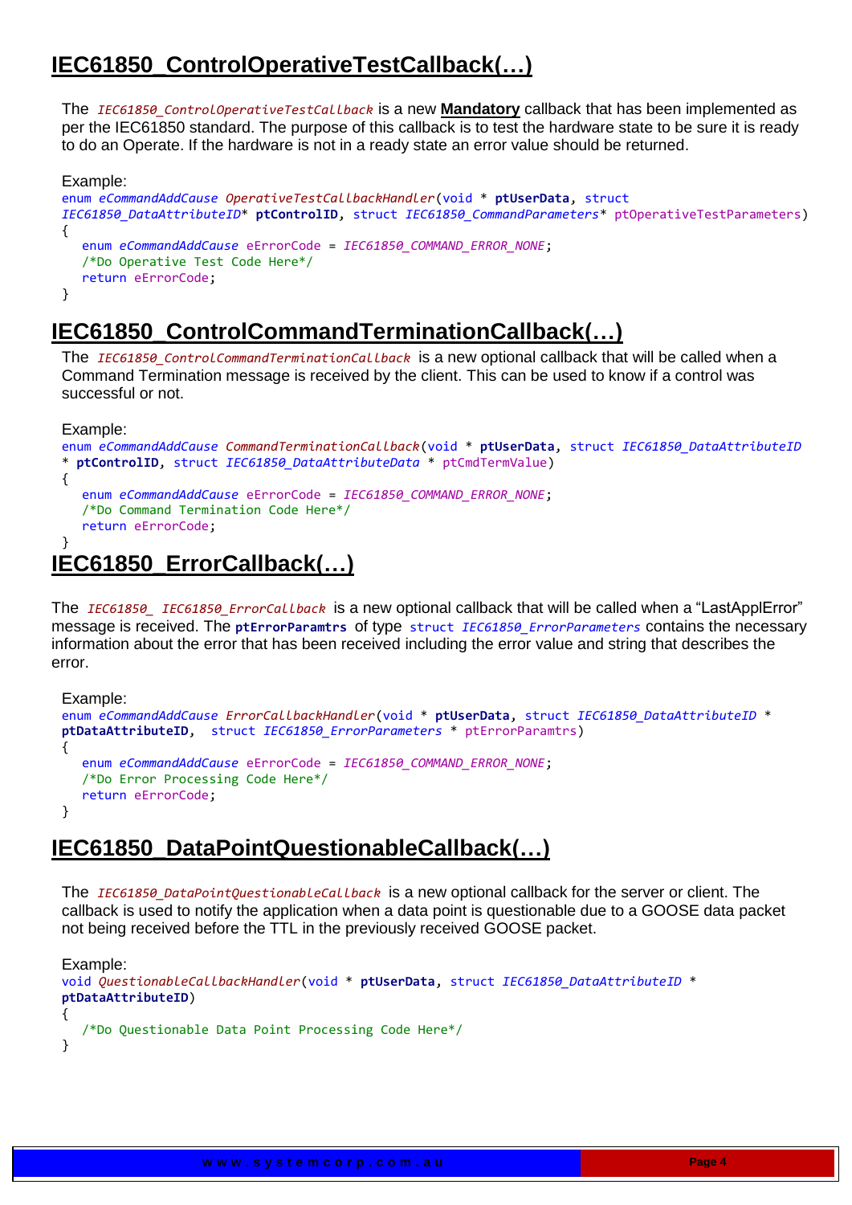# IEC61850_ControlOperativeTestCallback(…)

The *IEC61850_ControlOperativeTestCallback* is a new **Mandatory** callback that has been implemented as per the IEC61850 standard. The purpose of this callback is to test the hardware state to be sure it is ready to do an Operate. If the hardware is not in a ready state an error value should be returned.

Example:

```
enum eCommandAddCause OperativeTestCallbackHandler(void * ptUserData, struct
IEC61850_DataAttributeID* ptControlID, struct IEC61850_CommandParameters* ptOperativeTestParameters)
{
   enum eCommandAddCause eErrorCode = IEC61850_COMMAND_ERROR_NONE;
   /*Do Operative Test Code Here*/
   return eErrorCode;
}
```

# IEC61850_ControlCommandTerminationCallback(…)

The *IEC61850_ControlCommandTerminationCallback* is a new optional callback that will be called when a Command Termination message is received by the client. This can be used to know if a control was successful or not.

Example:

```
enum eCommandAddCause CommandTerminationCallback(void * ptUserData, struct IEC61850_DataAttributeID
* ptControlID, struct IEC61850_DataAttributeData * ptCmdTermValue)
{
   enum eCommandAddCause eErrorCode = IEC61850_COMMAND_ERROR_NONE;
   /*Do Command Termination Code Here*/
   return eErrorCode;
}
```

# IEC61850_ErrorCallback(…)

The *IEC61850_ IEC61850_ErrorCallback* is a new optional callback that will be called when a “LastApplError” message is received. The **ptErrorParamtrs** of type `struct IEC61850_ErrorParameters` contains the necessary information about the error that has been received including the error value and string that describes the error.

Example:

```
enum eCommandAddCause ErrorCallbackHandler(void * ptUserData, struct IEC61850_DataAttributeID *
ptDataAttributeID,  struct IEC61850_ErrorParameters * ptErrorParamtrs)
{
   enum eCommandAddCause eErrorCode = IEC61850_COMMAND_ERROR_NONE;
   /*Do Error Processing Code Here*/
   return eErrorCode;
}
```

# IEC61850_DataPointQuestionableCallback(…)

The *IEC61850_DataPointQuestionableCallback* is a new optional callback for the server or client. The callback is used to notify the application when a data point is questionable due to a GOOSE data packet not being received before the TTL in the previously received GOOSE packet.

Example:

```
void QuestionableCallbackHandler(void * ptUserData, struct IEC61850_DataAttributeID *
ptDataAttributeID)
{
   /*Do Questionable Data Point Processing Code Here*/
}
```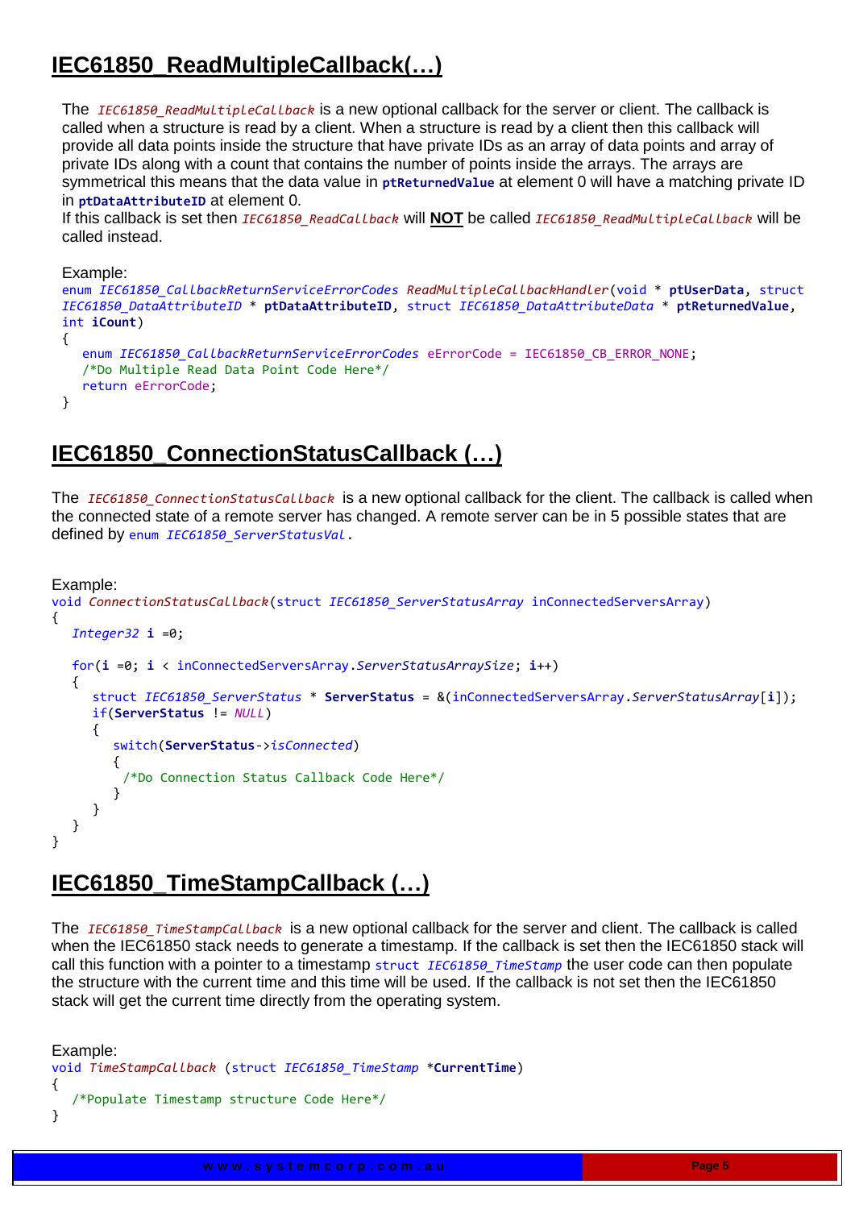# IEC61850_ReadMultipleCallback(…)

The `IEC61850_ReadMultipleCallback` is a new optional callback for the server or client. The callback is called when a structure is read by a client. When a structure is read by a client then this callback will provide all data points inside the structure that have private IDs as an array of data points and array of private IDs along with a count that contains the number of points inside the arrays. The arrays are symmetrical this means that the data value in **ptReturnedValue** at element 0 will have a matching private ID in **ptDataAttributeID** at element 0.
If this callback is set then `IEC61850_ReadCallback` will **NOT** be called `IEC61850_ReadMultipleCallback` will be called instead.

Example:

```
enum IEC61850_CallbackReturnServiceErrorCodes ReadMultipleCallbackHandler(void * ptUserData, struct
IEC61850_DataAttributeID * ptDataAttributeID, struct IEC61850_DataAttributeData * ptReturnedValue,
int iCount)
{
   enum IEC61850_CallbackReturnServiceErrorCodes eErrorCode = IEC61850_CB_ERROR_NONE;
   /*Do Multiple Read Data Point Code Here*/
   return eErrorCode;
}
```

# IEC61850_ConnectionStatusCallback (…)

The `IEC61850_ConnectionStatusCallback` is a new optional callback for the client. The callback is called when the connected state of a remote server has changed. A remote server can be in 5 possible states that are defined by `enum IEC61850_ServerStatusVal`.

Example:

```
void ConnectionStatusCallback(struct IEC61850_ServerStatusArray inConnectedServersArray)
{
   Integer32 i =0;

   for(i =0; i < inConnectedServersArray.ServerStatusArraySize; i++)
   {
      struct IEC61850_ServerStatus * ServerStatus = &(inConnectedServersArray.ServerStatusArray[i]);
      if(ServerStatus != NULL)
      {
         switch(ServerStatus->isConnected)
         {
          /*Do Connection Status Callback Code Here*/
         }
      }
   }
}
```

# IEC61850_TimeStampCallback (…)

The `IEC61850_TimeStampCallback` is a new optional callback for the server and client. The callback is called when the IEC61850 stack needs to generate a timestamp. If the callback is set then the IEC61850 stack will call this function with a pointer to a timestamp `struct IEC61850_TimeStamp` the user code can then populate the structure with the current time and this time will be used. If the callback is not set then the IEC61850 stack will get the current time directly from the operating system.

Example:

```
void TimeStampCallback (struct IEC61850_TimeStamp *CurrentTime)
{
   /*Populate Timestamp structure Code Here*/
}
```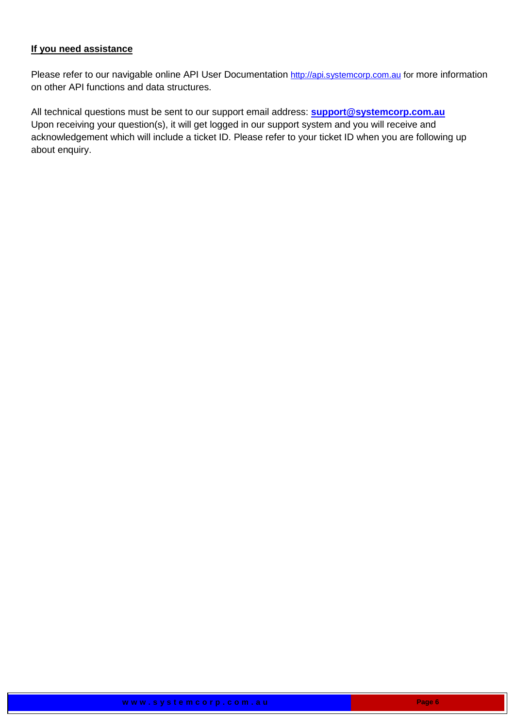**If you need assistance**

Please refer to our navigable online API User Documentation http://api.systemcorp.com.au for more information on other API functions and data structures.

All technical questions must be sent to our support email address: **support@systemcorp.com.au**
Upon receiving your question(s), it will get logged in our support system and you will receive and acknowledgement which will include a ticket ID. Please refer to your ticket ID when you are following up about enquiry.